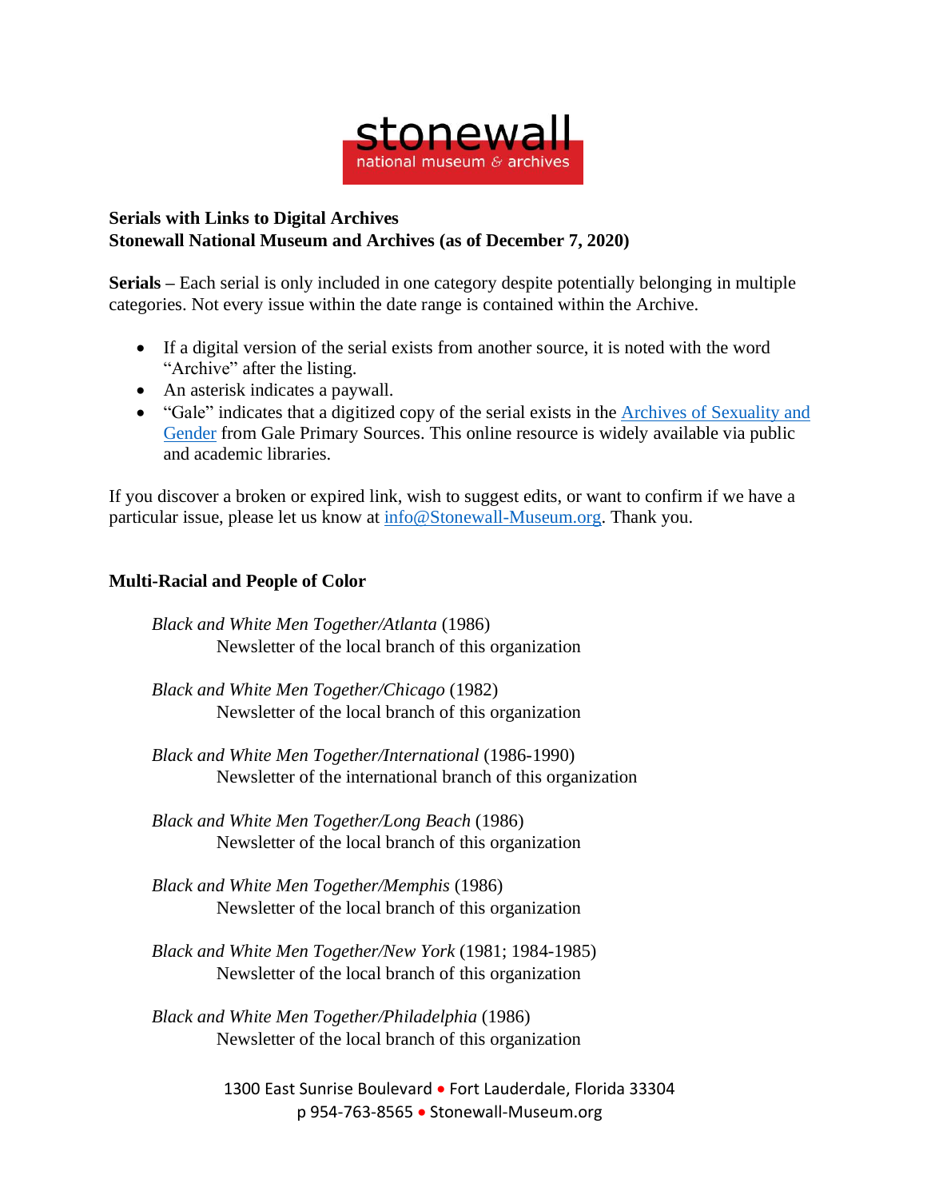stonewall

national museum & archives

**Serials with Links to Digital Archives**
**Stonewall National Museum and Archives (as of December 7, 2020)**

**Serials –** Each serial is only included in one category despite potentially belonging in multiple categories. Not every issue within the date range is contained within the Archive.

- If a digital version of the serial exists from another source, it is noted with the word "Archive" after the listing.
- An asterisk indicates a paywall.
- "Gale" indicates that a digitized copy of the serial exists in the [Archives of Sexuality and Gender](Archives of Sexuality and Gender) from Gale Primary Sources. This online resource is widely available via public and academic libraries.

If you discover a broken or expired link, wish to suggest edits, or want to confirm if we have a particular issue, please let us know at info@Stonewall-Museum.org. Thank you.

## Multi-Racial and People of Color

*Black and White Men Together/Atlanta* (1986)
Newsletter of the local branch of this organization

*Black and White Men Together/Chicago* (1982)
Newsletter of the local branch of this organization

*Black and White Men Together/International* (1986-1990)
Newsletter of the international branch of this organization

*Black and White Men Together/Long Beach* (1986)
Newsletter of the local branch of this organization

*Black and White Men Together/Memphis* (1986)
Newsletter of the local branch of this organization

*Black and White Men Together/New York* (1981; 1984-1985)
Newsletter of the local branch of this organization

*Black and White Men Together/Philadelphia* (1986)
Newsletter of the local branch of this organization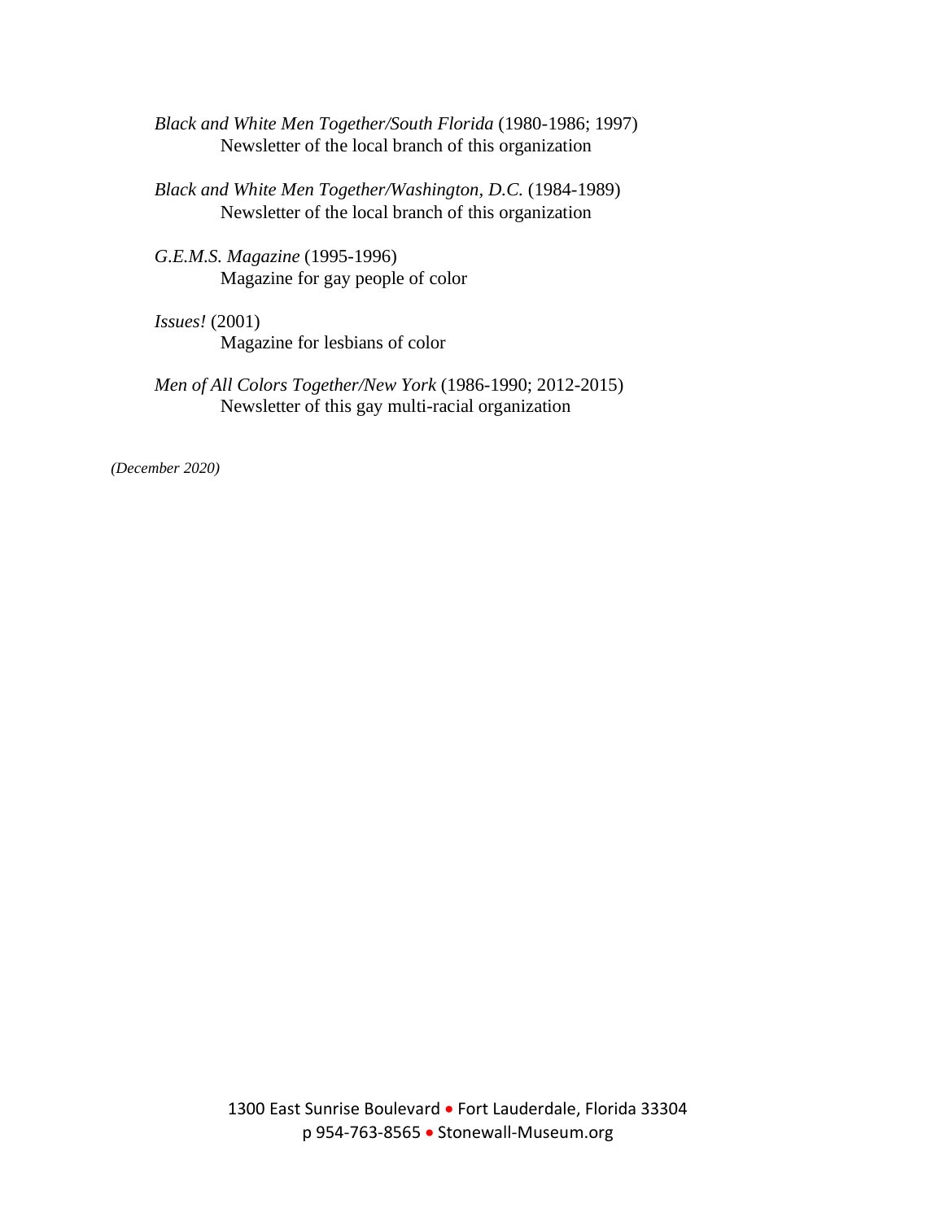*Black and White Men Together/South Florida* (1980-1986; 1997)
Newsletter of the local branch of this organization

*Black and White Men Together/Washington, D.C.* (1984-1989)
Newsletter of the local branch of this organization

*G.E.M.S. Magazine* (1995-1996)
Magazine for gay people of color

*Issues!* (2001)
Magazine for lesbians of color

*Men of All Colors Together/New York* (1986-1990; 2012-2015)
Newsletter of this gay multi-racial organization

*(December 2020)*